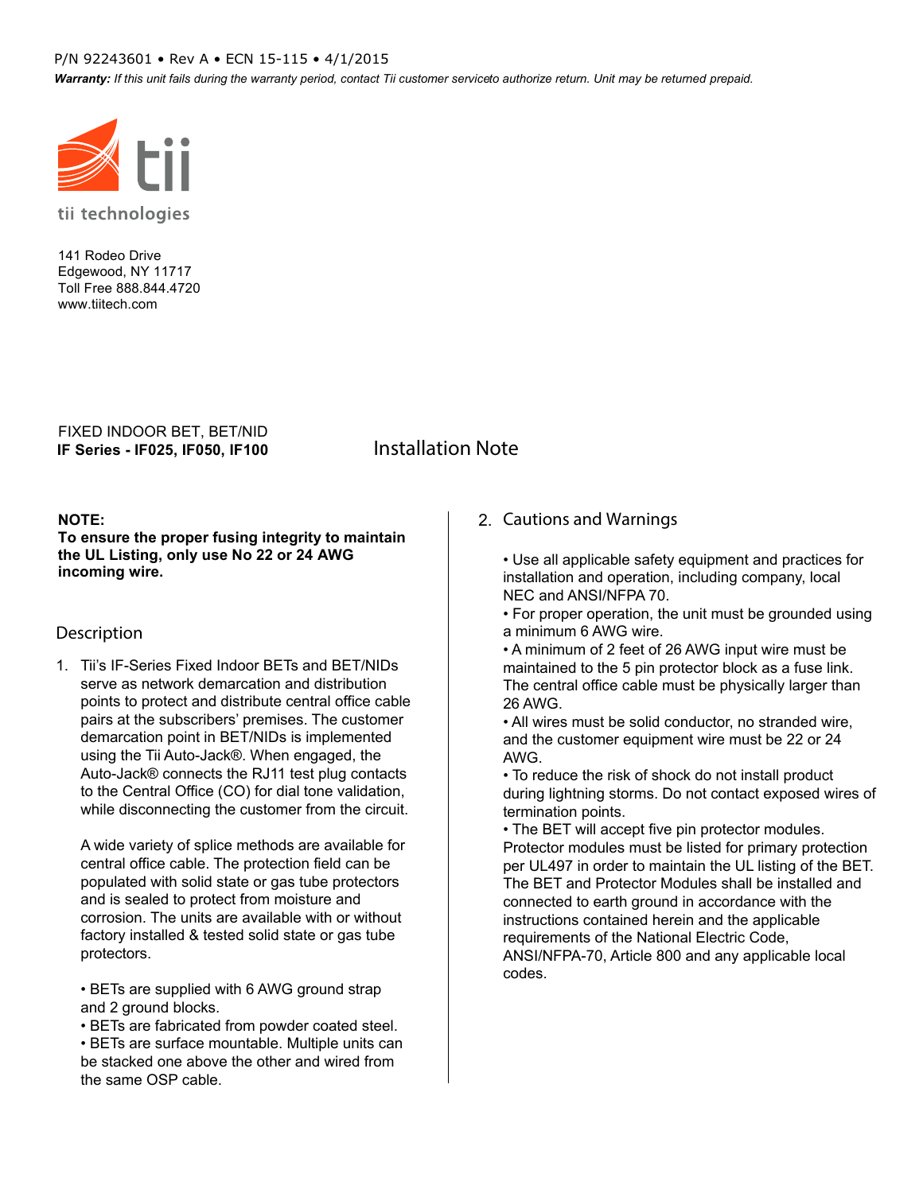P/N 92243601 • Rev A • ECN 15-115 • 4/1/2015

***Warranty:*** *If this unit fails during the warranty period, contact Tii customer serviceto authorize return. Unit may be returned prepaid.*

tii technologies

141 Rodeo Drive
Edgewood, NY 11717
Toll Free 888.844.4720
www.tiitech.com

FIXED INDOOR BET, BET/NID
**IF Series - IF025, IF050, IF100**

# Installation Note

**NOTE:**
**To ensure the proper fusing integrity to maintain the UL Listing, only use No 22 or 24 AWG incoming wire.**

## Description

1. Tii's IF-Series Fixed Indoor BETs and BET/NIDs serve as network demarcation and distribution points to protect and distribute central office cable pairs at the subscribers' premises. The customer demarcation point in BET/NIDs is implemented using the Tii Auto-Jack®. When engaged, the Auto-Jack® connects the RJ11 test plug contacts to the Central Office (CO) for dial tone validation, while disconnecting the customer from the circuit.

   A wide variety of splice methods are available for central office cable. The protection field can be populated with solid state or gas tube protectors and is sealed to protect from moisture and corrosion. The units are available with or without factory installed & tested solid state or gas tube protectors.

   • BETs are supplied with 6 AWG ground strap and 2 ground blocks.
   • BETs are fabricated from powder coated steel.
   • BETs are surface mountable. Multiple units can be stacked one above the other and wired from the same OSP cable.

2. Cautions and Warnings

   • Use all applicable safety equipment and practices for installation and operation, including company, local NEC and ANSI/NFPA 70.
   • For proper operation, the unit must be grounded using a minimum 6 AWG wire.
   • A minimum of 2 feet of 26 AWG input wire must be maintained to the 5 pin protector block as a fuse link. The central office cable must be physically larger than 26 AWG.
   • All wires must be solid conductor, no stranded wire, and the customer equipment wire must be 22 or 24 AWG.
   • To reduce the risk of shock do not install product during lightning storms. Do not contact exposed wires of termination points.
   • The BET will accept five pin protector modules. Protector modules must be listed for primary protection per UL497 in order to maintain the UL listing of the BET. The BET and Protector Modules shall be installed and connected to earth ground in accordance with the instructions contained herein and the applicable requirements of the National Electric Code, ANSI/NFPA-70, Article 800 and any applicable local codes.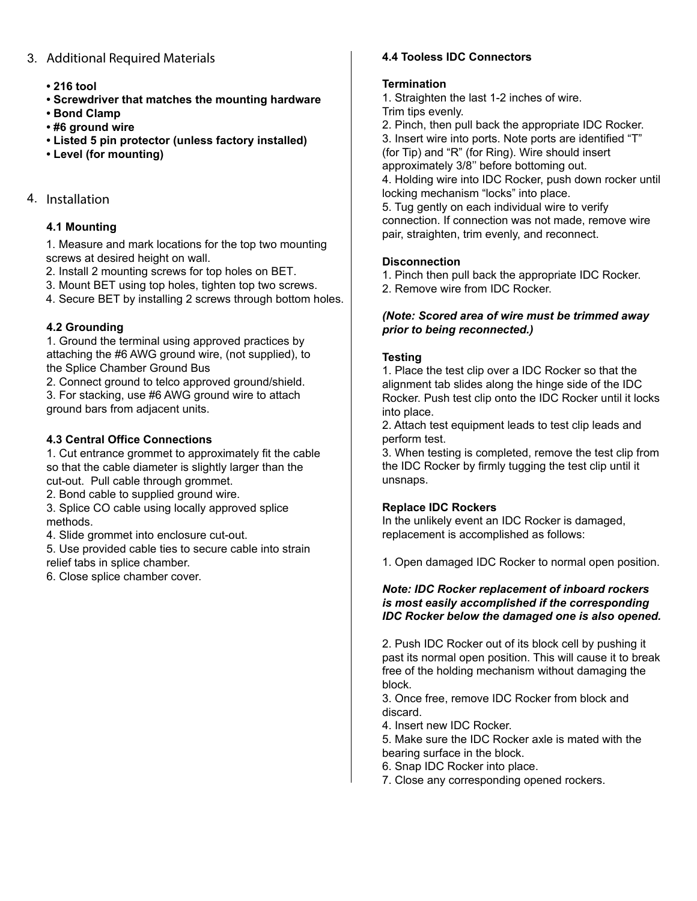## 3. Additional Required Materials

- **216 tool**
- **Screwdriver that matches the mounting hardware**
- **Bond Clamp**
- **#6 ground wire**
- **Listed 5 pin protector (unless factory installed)**
- **Level (for mounting)**

## 4. Installation

### 4.1 Mounting

1. Measure and mark locations for the top two mounting screws at desired height on wall.
2. Install 2 mounting screws for top holes on BET.
3. Mount BET using top holes, tighten top two screws.
4. Secure BET by installing 2 screws through bottom holes.

### 4.2 Grounding

1. Ground the terminal using approved practices by attaching the #6 AWG ground wire, (not supplied), to the Splice Chamber Ground Bus
2. Connect ground to telco approved ground/shield.
3. For stacking, use #6 AWG ground wire to attach ground bars from adjacent units.

### 4.3 Central Office Connections

1. Cut entrance grommet to approximately fit the cable so that the cable diameter is slightly larger than the cut-out. Pull cable through grommet.
2. Bond cable to supplied ground wire.
3. Splice CO cable using locally approved splice methods.
4. Slide grommet into enclosure cut-out.
5. Use provided cable ties to secure cable into strain relief tabs in splice chamber.
6. Close splice chamber cover.

### 4.4 Tooless IDC Connectors

**Termination**

1. Straighten the last 1-2 inches of wire. Trim tips evenly.
2. Pinch, then pull back the appropriate IDC Rocker.
3. Insert wire into ports. Note ports are identified "T" (for Tip) and "R" (for Ring). Wire should insert approximately 3/8'' before bottoming out.
4. Holding wire into IDC Rocker, push down rocker until locking mechanism "locks" into place.
5. Tug gently on each individual wire to verify connection. If connection was not made, remove wire pair, straighten, trim evenly, and reconnect.

**Disconnection**

1. Pinch then pull back the appropriate IDC Rocker.
2. Remove wire from IDC Rocker.

***(Note: Scored area of wire must be trimmed away prior to being reconnected.)***

**Testing**

1. Place the test clip over a IDC Rocker so that the alignment tab slides along the hinge side of the IDC Rocker. Push test clip onto the IDC Rocker until it locks into place.
2. Attach test equipment leads to test clip leads and perform test.
3. When testing is completed, remove the test clip from the IDC Rocker by firmly tugging the test clip until it unsnaps.

**Replace IDC Rockers**

In the unlikely event an IDC Rocker is damaged, replacement is accomplished as follows:

1. Open damaged IDC Rocker to normal open position.

***Note: IDC Rocker replacement of inboard rockers is most easily accomplished if the corresponding IDC Rocker below the damaged one is also opened.***

2. Push IDC Rocker out of its block cell by pushing it past its normal open position. This will cause it to break free of the holding mechanism without damaging the block.
3. Once free, remove IDC Rocker from block and discard.
4. Insert new IDC Rocker.
5. Make sure the IDC Rocker axle is mated with the bearing surface in the block.
6. Snap IDC Rocker into place.
7. Close any corresponding opened rockers.